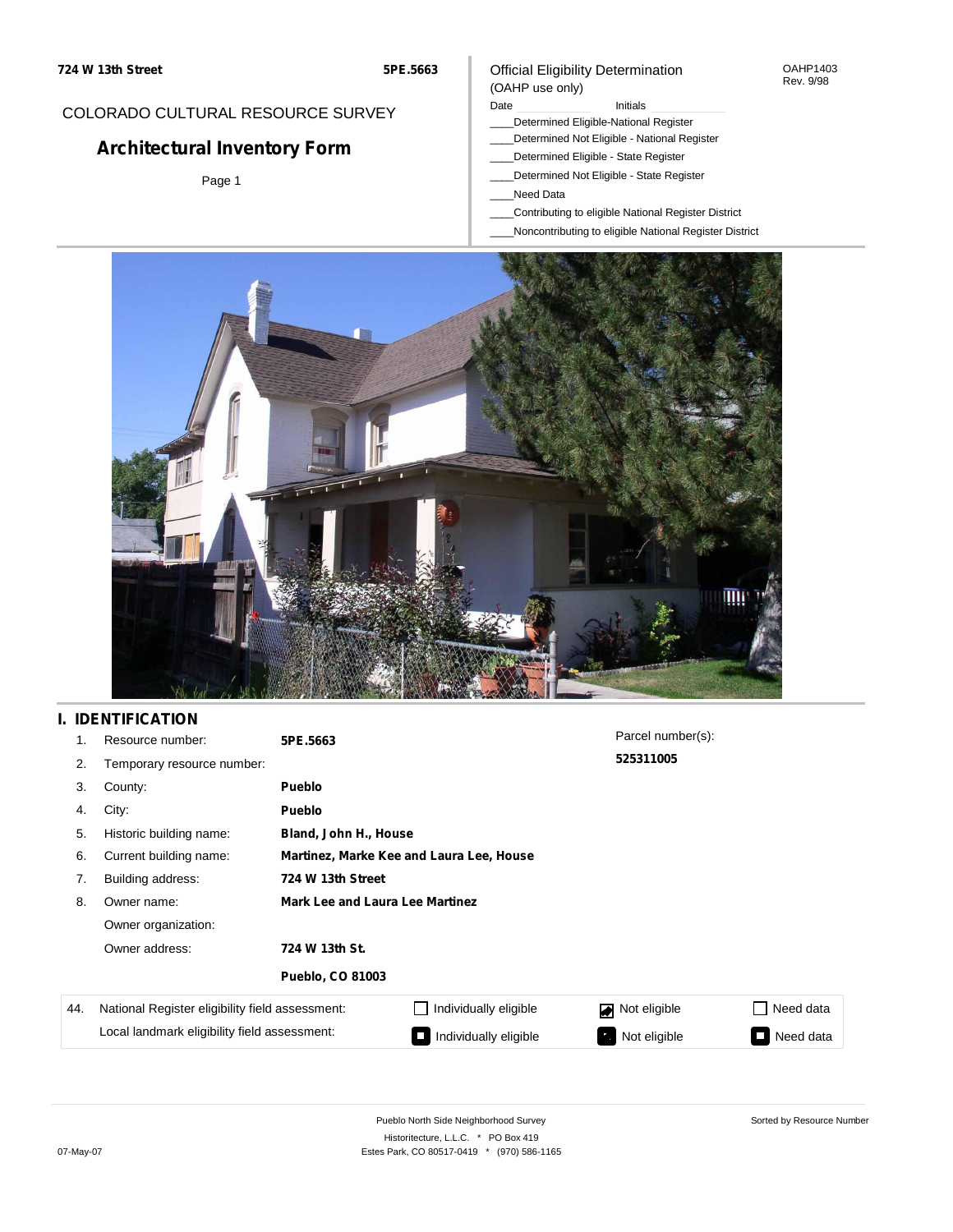724 W 13th Street

5PE.5663

COLORADO CULTURAL RESOURCE SURVEY

# Architectural Inventory Form

Official Eligibility Determination
(OAHP use only)

OAHP1403
Rev. 9/98

Date ______ Initials ______

____Determined Eligible-National Register
____Determined Not Eligible - National Register
____Determined Eligible - State Register
____Determined Not Eligible - State Register
____Need Data
____Contributing to eligible National Register District
____Noncontributing to eligible National Register District

## I. IDENTIFICATION

| | | | |
|---|---|---|---|
| 1. | Resource number: | **5PE.5663** | Parcel number(s): **525311005** |
| 2. | Temporary resource number: | | |
| 3. | County: | **Pueblo** | |
| 4. | City: | **Pueblo** | |
| 5. | Historic building name: | **Bland, John H., House** | |
| 6. | Current building name: | **Martinez, Marke Kee and Laura Lee, House** | |
| 7. | Building address: | **724 W 13th Street** | |
| 8. | Owner name: | **Mark Lee and Laura Lee Martinez** | |
| | Owner organization: | | |
| | Owner address: | **724 W 13th St.** **Pueblo, CO 81003** | |

| 44. | | | | |
|---|---|---|---|---|
| National Register eligibility field assessment: | ☐ Individually eligible | ☑ Not eligible | ☐ Need data |
| Local landmark eligibility field assessment: | ☐ Individually eligible | ☐ Not eligible | ☐ Need data |

Pueblo North Side Neighborhood Survey
Historitecture, L.L.C. * PO Box 419
Estes Park, CO 80517-0419 * (970) 586-1165

Sorted by Resource Number

07-May-07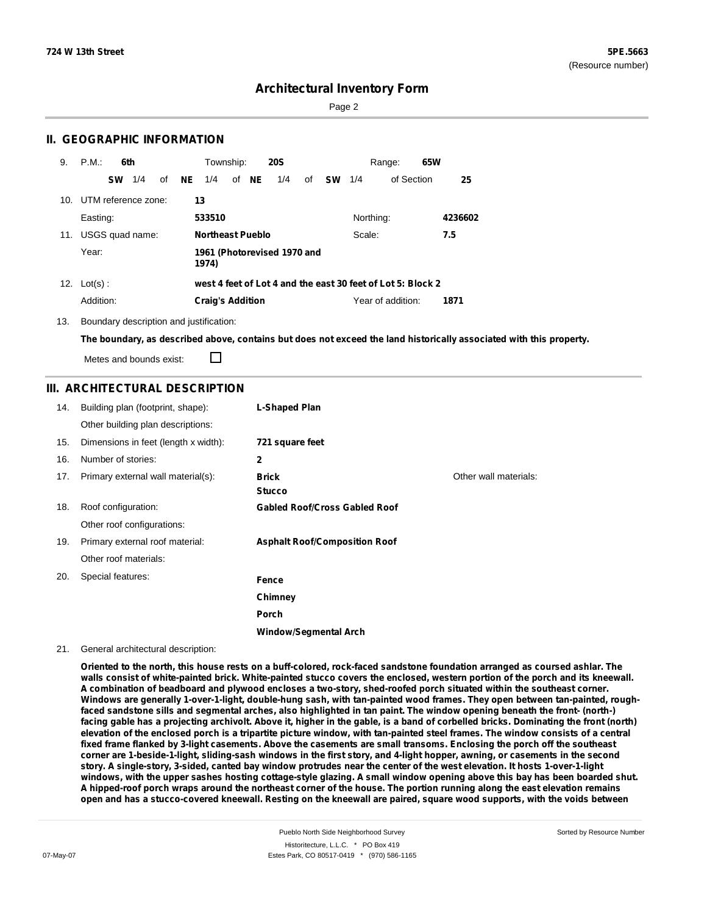# Architectural Inventory Form

## II. GEOGRAPHIC INFORMATION

9. P.M.: **6th** Township: **20S** Range: **65W**
   **SW** 1/4 of **NE** 1/4 of **NE** 1/4 of **SW** 1/4 of Section **25**

10. UTM reference zone: **13**
    Easting: **533510** Northing: **4236602**

11. USGS quad name: **Northeast Pueblo** Scale: **7.5**
    Year: **1961 (Photorevised 1970 and 1974)**

12. Lot(s): **west 4 feet of Lot 4 and the east 30 feet of Lot 5: Block 2**
    Addition: **Craig's Addition** Year of addition: **1871**

13. Boundary description and justification:
    **The boundary, as described above, contains but does not exceed the land historically associated with this property.**
    Metes and bounds exist: ☐

## III. ARCHITECTURAL DESCRIPTION

14. Building plan (footprint, shape): **L-Shaped Plan**
    Other building plan descriptions:
15. Dimensions in feet (length x width): **721 square feet**
16. Number of stories: **2**
17. Primary external wall material(s): **Brick**, **Stucco**
    Other wall materials:
18. Roof configuration: **Gabled Roof/Cross Gabled Roof**
    Other roof configurations:
19. Primary external roof material: **Asphalt Roof/Composition Roof**
    Other roof materials:
20. Special features: **Fence**, **Chimney**, **Porch**, **Window/Segmental Arch**
21. General architectural description:

**Oriented to the north, this house rests on a buff-colored, rock-faced sandstone foundation arranged as coursed ashlar. The walls consist of white-painted brick. White-painted stucco covers the enclosed, western portion of the porch and its kneewall. A combination of beadboard and plywood encloses a two-story, shed-roofed porch situated within the southeast corner. Windows are generally 1-over-1-light, double-hung sash, with tan-painted wood frames. They open between tan-painted, rough-faced sandstone sills and segmental arches, also highlighted in tan paint. The window opening beneath the front- (north-) facing gable has a projecting archivolt. Above it, higher in the gable, is a band of corbelled bricks. Dominating the front (north) elevation of the enclosed porch is a tripartite picture window, with tan-painted steel frames. The window consists of a central fixed frame flanked by 3-light casements. Above the casements are small transoms. Enclosing the porch off the southeast corner are 1-beside-1-light, sliding-sash windows in the first story, and 4-light hopper, awning, or casements in the second story. A single-story, 3-sided, canted bay window protrudes near the center of the west elevation. It hosts 1-over-1-light windows, with the upper sashes hosting cottage-style glazing. A small window opening above this bay has been boarded shut. A hipped-roof porch wraps around the northeast corner of the house. The portion running along the east elevation remains open and has a stucco-covered kneewall. Resting on the kneewall are paired, square wood supports, with the voids between**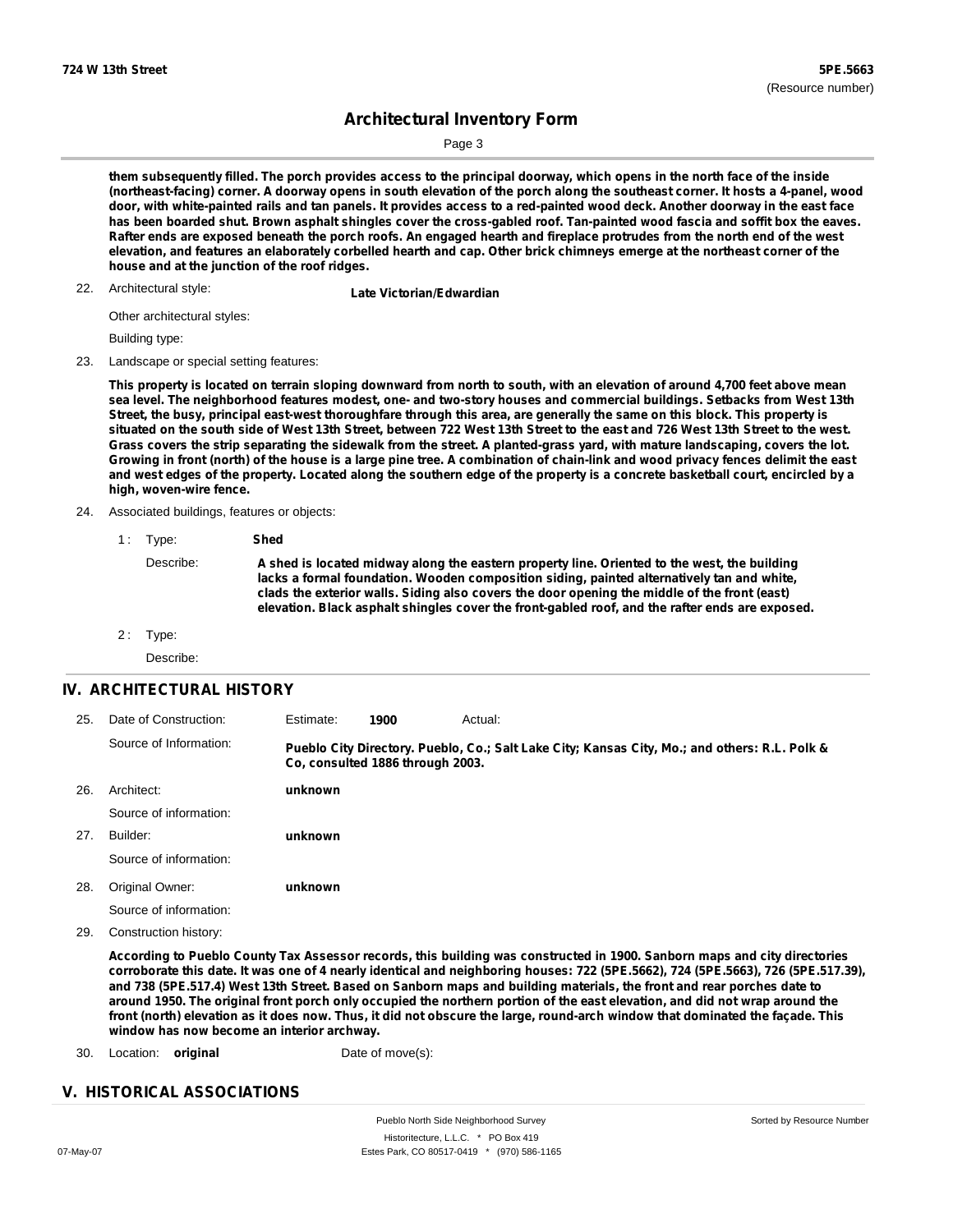them subsequently filled. The porch provides access to the principal doorway, which opens in the north face of the inside (northeast-facing) corner. A doorway opens in south elevation of the porch along the southeast corner. It hosts a 4-panel, wood door, with white-painted rails and tan panels. It provides access to a red-painted wood deck. Another doorway in the east face has been boarded shut. Brown asphalt shingles cover the cross-gabled roof. Tan-painted wood fascia and soffit box the eaves. Rafter ends are exposed beneath the porch roofs. An engaged hearth and fireplace protrudes from the north end of the west elevation, and features an elaborately corbelled hearth and cap. Other brick chimneys emerge at the northeast corner of the house and at the junction of the roof ridges.

22. Architectural style: **Late Victorian/Edwardian**

Other architectural styles:

Building type:

23. Landscape or special setting features:

**This property is located on terrain sloping downward from north to south, with an elevation of around 4,700 feet above mean sea level. The neighborhood features modest, one- and two-story houses and commercial buildings. Setbacks from West 13th Street, the busy, principal east-west thoroughfare through this area, are generally the same on this block. This property is situated on the south side of West 13th Street, between 722 West 13th Street to the east and 726 West 13th Street to the west. Grass covers the strip separating the sidewalk from the street. A planted-grass yard, with mature landscaping, covers the lot. Growing in front (north) of the house is a large pine tree. A combination of chain-link and wood privacy fences delimit the east and west edges of the property. Located along the southern edge of the property is a concrete basketball court, encircled by a high, woven-wire fence.**

24. Associated buildings, features or objects:

1 : Type: **Shed**

Describe: **A shed is located midway along the eastern property line. Oriented to the west, the building lacks a formal foundation. Wooden composition siding, painted alternatively tan and white, clads the exterior walls. Siding also covers the door opening the middle of the front (east) elevation. Black asphalt shingles cover the front-gabled roof, and the rafter ends are exposed.**

2 : Type:

Describe:

## IV. ARCHITECTURAL HISTORY

25. Date of Construction: Estimate: **1900** Actual:

Source of Information: **Pueblo City Directory. Pueblo, Co.; Salt Lake City; Kansas City, Mo.; and others: R.L. Polk & Co, consulted 1886 through 2003.**

26. Architect: **unknown**

Source of information:

27. Builder: **unknown**

Source of information:

28. Original Owner: **unknown**

Source of information:

29. Construction history:

**According to Pueblo County Tax Assessor records, this building was constructed in 1900. Sanborn maps and city directories corroborate this date. It was one of 4 nearly identical and neighboring houses: 722 (5PE.5662), 724 (5PE.5663), 726 (5PE.517.39), and 738 (5PE.517.4) West 13th Street. Based on Sanborn maps and building materials, the front and rear porches date to around 1950. The original front porch only occupied the northern portion of the east elevation, and did not wrap around the front (north) elevation as it does now. Thus, it did not obscure the large, round-arch window that dominated the façade. This window has now become an interior archway.**

30. Location: **original** Date of move(s):

## V. HISTORICAL ASSOCIATIONS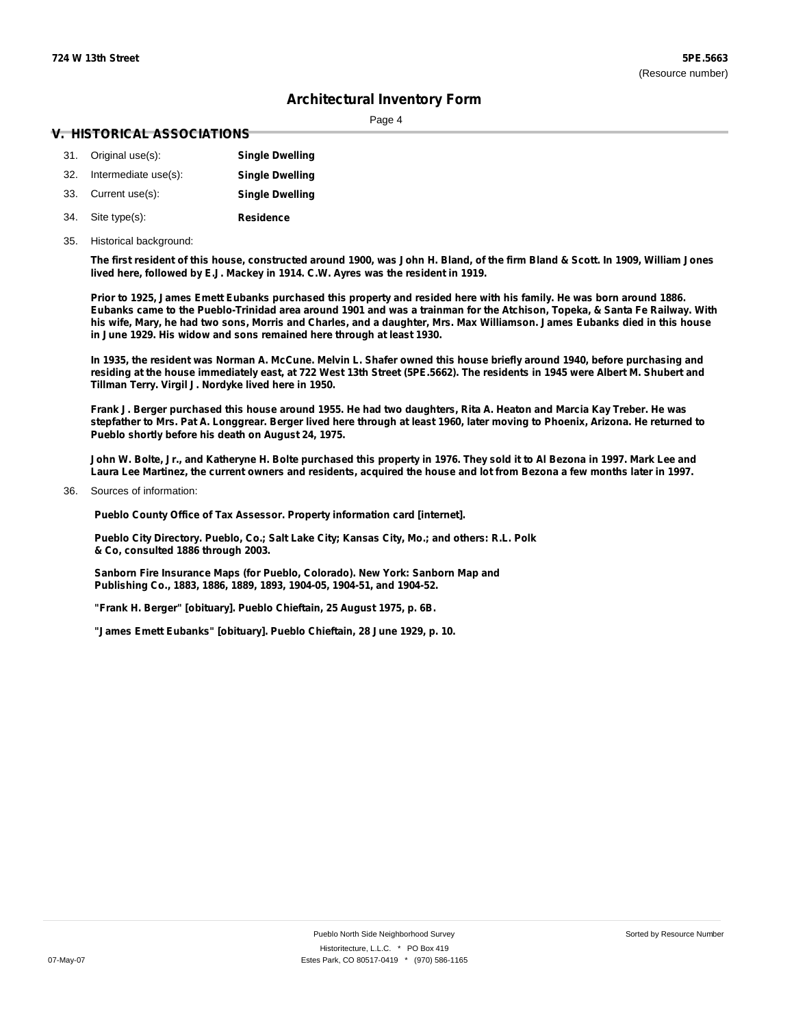## V. HISTORICAL ASSOCIATIONS

31. Original use(s): **Single Dwelling**
32. Intermediate use(s): **Single Dwelling**
33. Current use(s): **Single Dwelling**
34. Site type(s): **Residence**
35. Historical background:

**The first resident of this house, constructed around 1900, was John H. Bland, of the firm Bland & Scott. In 1909, William Jones lived here, followed by E.J. Mackey in 1914. C.W. Ayres was the resident in 1919.**

**Prior to 1925, James Emett Eubanks purchased this property and resided here with his family. He was born around 1886. Eubanks came to the Pueblo-Trinidad area around 1901 and was a trainman for the Atchison, Topeka, & Santa Fe Railway. With his wife, Mary, he had two sons, Morris and Charles, and a daughter, Mrs. Max Williamson. James Eubanks died in this house in June 1929. His widow and sons remained here through at least 1930.**

**In 1935, the resident was Norman A. McCune. Melvin L. Shafer owned this house briefly around 1940, before purchasing and residing at the house immediately east, at 722 West 13th Street (5PE.5662). The residents in 1945 were Albert M. Shubert and Tillman Terry. Virgil J. Nordyke lived here in 1950.**

**Frank J. Berger purchased this house around 1955. He had two daughters, Rita A. Heaton and Marcia Kay Treber. He was stepfather to Mrs. Pat A. Longgrear. Berger lived here through at least 1960, later moving to Phoenix, Arizona. He returned to Pueblo shortly before his death on August 24, 1975.**

**John W. Bolte, Jr., and Katheryne H. Bolte purchased this property in 1976. They sold it to Al Bezona in 1997. Mark Lee and Laura Lee Martinez, the current owners and residents, acquired the house and lot from Bezona a few months later in 1997.**

36. Sources of information:

**Pueblo County Office of Tax Assessor. Property information card [internet].**

**Pueblo City Directory. Pueblo, Co.; Salt Lake City; Kansas City, Mo.; and others: R.L. Polk & Co, consulted 1886 through 2003.**

**Sanborn Fire Insurance Maps (for Pueblo, Colorado). New York: Sanborn Map and Publishing Co., 1883, 1886, 1889, 1893, 1904-05, 1904-51, and 1904-52.**

**"Frank H. Berger" [obituary]. Pueblo Chieftain, 25 August 1975, p. 6B.**

**"James Emett Eubanks" [obituary]. Pueblo Chieftain, 28 June 1929, p. 10.**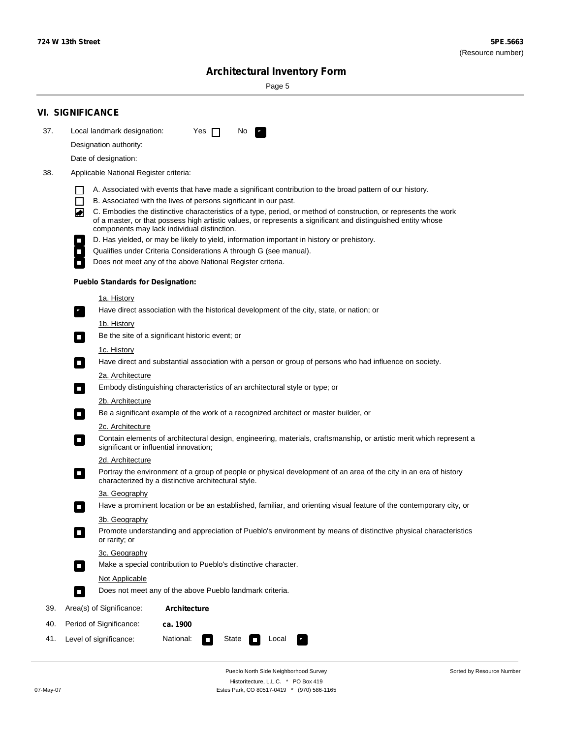## VI. SIGNIFICANCE

37. Local landmark designation: Yes ☐ No ☒

Designation authority:

Date of designation:

38. Applicable National Register criteria:

- ☐ A. Associated with events that have made a significant contribution to the broad pattern of our history.
- ☐ B. Associated with the lives of persons significant in our past.
- ☒ C. Embodies the distinctive characteristics of a type, period, or method of construction, or represents the work of a master, or that possess high artistic values, or represents a significant and distinguished entity whose components may lack individual distinction.
- ☐ D. Has yielded, or may be likely to yield, information important in history or prehistory.
- ☐ Qualifies under Criteria Considerations A through G (see manual).
- ☐ Does not meet any of the above National Register criteria.

**Pueblo Standards for Designation:**

1a. History
- ☒ Have direct association with the historical development of the city, state, or nation; or

1b. History
- ☐ Be the site of a significant historic event; or

1c. History
- ☐ Have direct and substantial association with a person or group of persons who had influence on society.

2a. Architecture
- ☐ Embody distinguishing characteristics of an architectural style or type; or

2b. Architecture
- ☐ Be a significant example of the work of a recognized architect or master builder, or

2c. Architecture
- ☐ Contain elements of architectural design, engineering, materials, craftsmanship, or artistic merit which represent a significant or influential innovation;

2d. Architecture
- ☐ Portray the environment of a group of people or physical development of an area of the city in an era of history characterized by a distinctive architectural style.

3a. Geography
- ☐ Have a prominent location or be an established, familiar, and orienting visual feature of the contemporary city, or

3b. Geography
- ☐ Promote understanding and appreciation of Pueblo's environment by means of distinctive physical characteristics or rarity; or

3c. Geography
- ☐ Make a special contribution to Pueblo's distinctive character.

Not Applicable
- ☐ Does not meet any of the above Pueblo landmark criteria.

39. Area(s) of Significance: **Architecture**

40. Period of Significance: **ca. 1900**

41. Level of significance: National: ☐ State ☐ Local ☒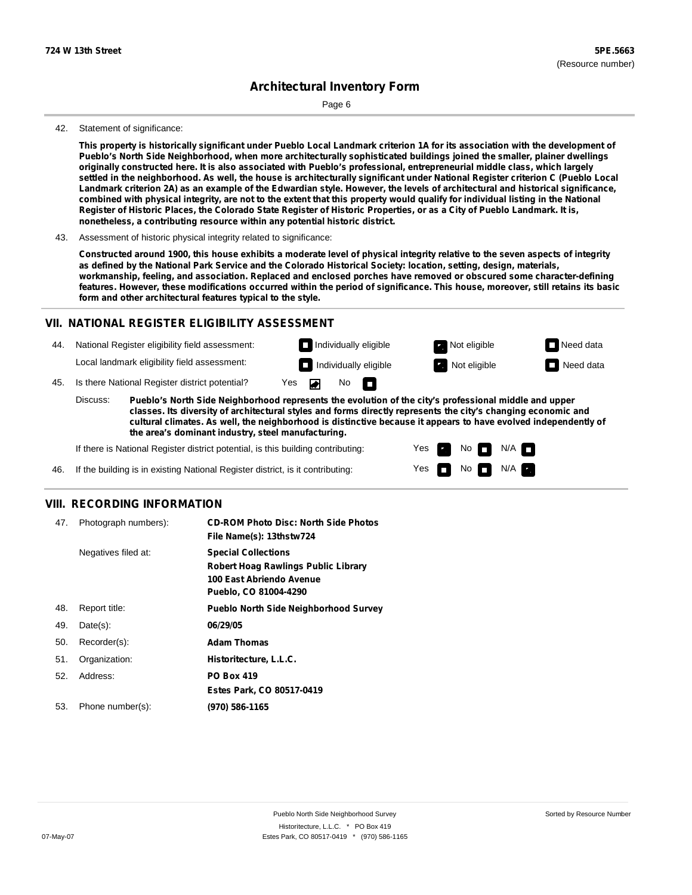## Architectural Inventory Form

42. Statement of significance:

**This property is historically significant under Pueblo Local Landmark criterion 1A for its association with the development of Pueblo's North Side Neighborhood, when more architecturally sophisticated buildings joined the smaller, plainer dwellings originally constructed here. It is also associated with Pueblo's professional, entrepreneurial middle class, which largely settled in the neighborhood. As well, the house is architecturally significant under National Register criterion C (Pueblo Local Landmark criterion 2A) as an example of the Edwardian style. However, the levels of architectural and historical significance, combined with physical integrity, are not to the extent that this property would qualify for individual listing in the National Register of Historic Places, the Colorado State Register of Historic Properties, or as a City of Pueblo Landmark. It is, nonetheless, a contributing resource within any potential historic district.**

43. Assessment of historic physical integrity related to significance:

**Constructed around 1900, this house exhibits a moderate level of physical integrity relative to the seven aspects of integrity as defined by the National Park Service and the Colorado Historical Society: location, setting, design, materials, workmanship, feeling, and association. Replaced and enclosed porches have removed or obscured some character-defining features. However, these modifications occurred within the period of significance. This house, moreover, still retains its basic form and other architectural features typical to the style.**

## VII. NATIONAL REGISTER ELIGIBILITY ASSESSMENT

44. National Register eligibility field assessment: ☐ Individually eligible ☑ Not eligible ☐ Need data

Local landmark eligibility field assessment: ☐ Individually eligible ☑ Not eligible ☐ Need data

45. Is there National Register district potential? Yes ☑ No ☐

Discuss: **Pueblo's North Side Neighborhood represents the evolution of the city's professional middle and upper classes. Its diversity of architectural styles and forms directly represents the city's changing economic and cultural climates. As well, the neighborhood is distinctive because it appears to have evolved independently of the area's dominant industry, steel manufacturing.**

If there is National Register district potential, is this building contributing: Yes ☑ No ☐ N/A ☐

46. If the building is in existing National Register district, is it contributing: Yes ☐ No ☐ N/A ☑

## VIII. RECORDING INFORMATION

| | | |
|---|---|---|
| 47. | Photograph numbers): | **CD-ROM Photo Disc: North Side Photos**<br>**File Name(s): 13thstw724** |
| | Negatives filed at: | **Special Collections**<br>**Robert Hoag Rawlings Public Library**<br>**100 East Abriendo Avenue**<br>**Pueblo, CO 81004-4290** |
| 48. | Report title: | **Pueblo North Side Neighborhood Survey** |
| 49. | Date(s): | **06/29/05** |
| 50. | Recorder(s): | **Adam Thomas** |
| 51. | Organization: | **Historitecture, L.L.C.** |
| 52. | Address: | **PO Box 419**<br>**Estes Park, CO 80517-0419** |
| 53. | Phone number(s): | **(970) 586-1165** |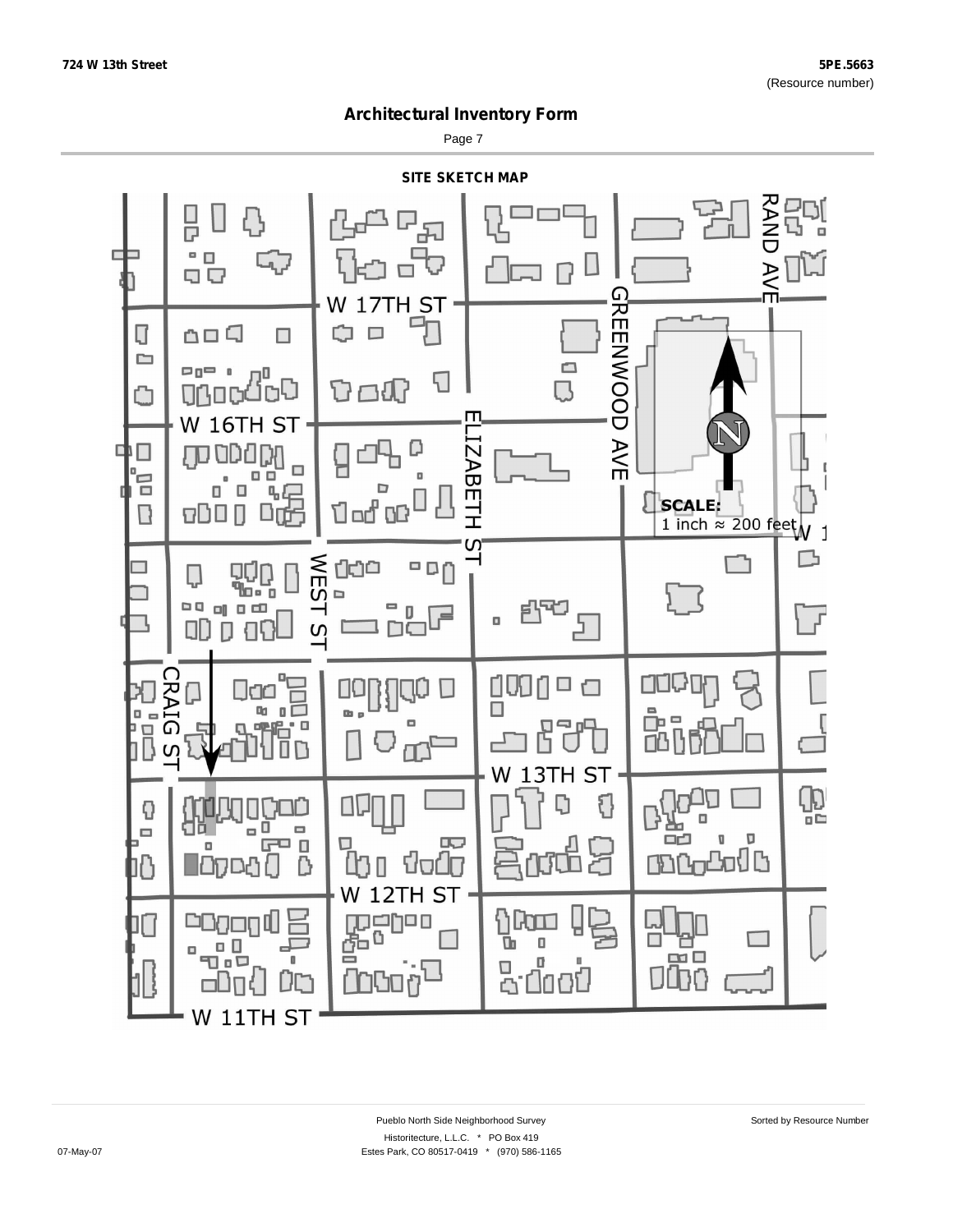724 W 13th Street

5PE.5663
(Resource number)

# Architectural Inventory Form

## SITE SKETCH MAP

W 17TH ST

W 16TH ST

W 13TH ST

W 12TH ST

W 11TH ST

RAND AVE

GREENWOOD AVE

ELIZABETH ST

WEST ST

CRAIG ST

N

**SCALE:**
1 inch ≈ 200 feet

Pueblo North Side Neighborhood Survey
Historitecture, L.L.C. * PO Box 419
Estes Park, CO 80517-0419 * (970) 586-1165

Sorted by Resource Number

07-May-07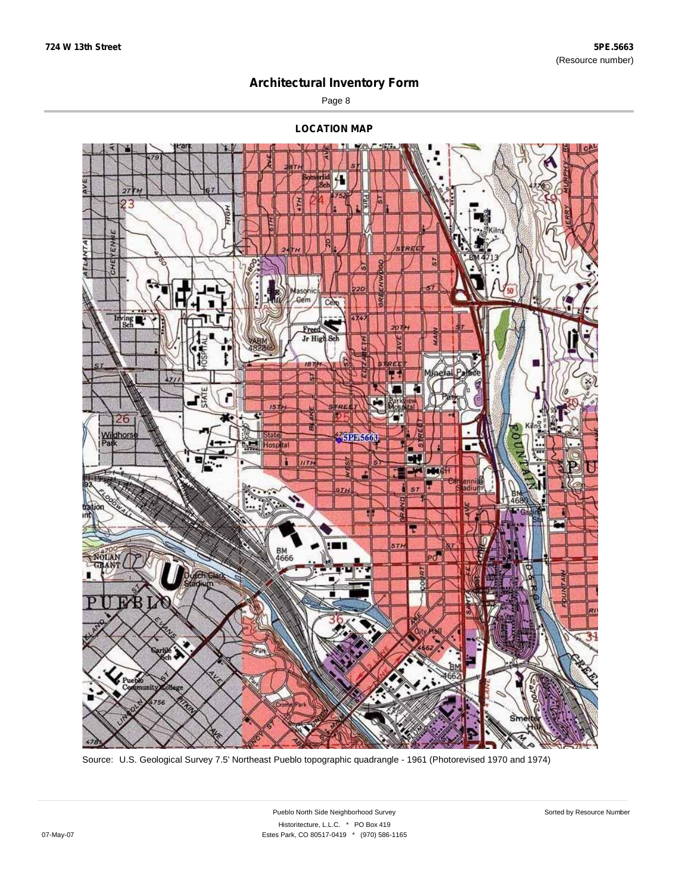## Architectural Inventory Form

### LOCATION MAP

Source: U.S. Geological Survey 7.5' Northeast Pueblo topographic quadrangle - 1961 (Photorevised 1970 and 1974)